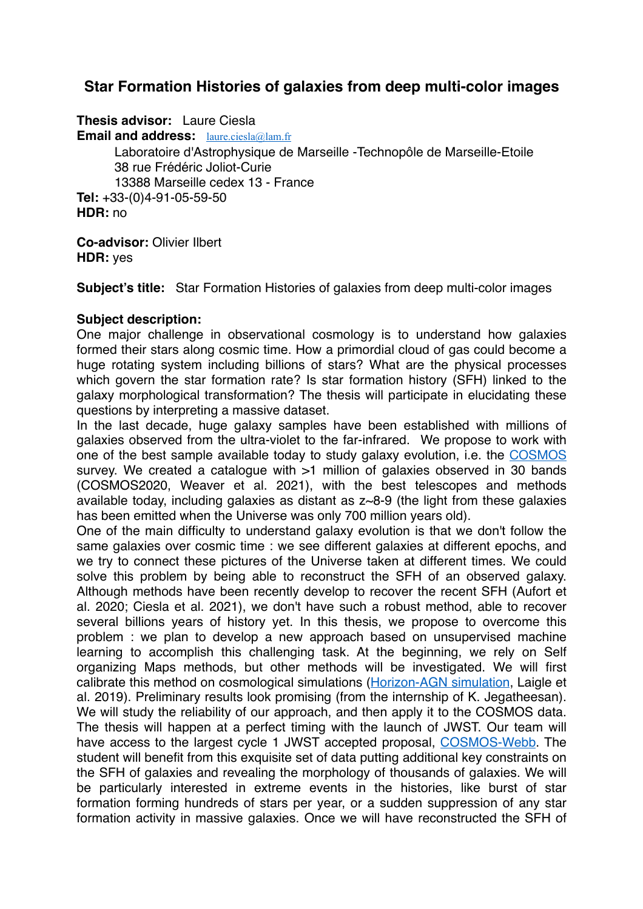# Star Formation Histories of galaxies from deep multi-color images

**Thesis advisor:** Laure Ciesla
**Email and address:** laure.ciesla@lam.fr
Laboratoire d'Astrophysique de Marseille -Technopôle de Marseille-Etoile
38 rue Frédéric Joliot-Curie
13388 Marseille cedex 13 - France
**Tel:** +33-(0)4-91-05-59-50
**HDR:** no

**Co-advisor:** Olivier Ilbert
**HDR:** yes

**Subject's title:** Star Formation Histories of galaxies from deep multi-color images

**Subject description:**
One major challenge in observational cosmology is to understand how galaxies formed their stars along cosmic time. How a primordial cloud of gas could become a huge rotating system including billions of stars? What are the physical processes which govern the star formation rate? Is star formation history (SFH) linked to the galaxy morphological transformation? The thesis will participate in elucidating these questions by interpreting a massive dataset.
In the last decade, huge galaxy samples have been established with millions of galaxies observed from the ultra-violet to the far-infrared. We propose to work with one of the best sample available today to study galaxy evolution, i.e. the COSMOS survey. We created a catalogue with >1 million of galaxies observed in 30 bands (COSMOS2020, Weaver et al. 2021), with the best telescopes and methods available today, including galaxies as distant as z~8-9 (the light from these galaxies has been emitted when the Universe was only 700 million years old).
One of the main difficulty to understand galaxy evolution is that we don't follow the same galaxies over cosmic time : we see different galaxies at different epochs, and we try to connect these pictures of the Universe taken at different times. We could solve this problem by being able to reconstruct the SFH of an observed galaxy. Although methods have been recently develop to recover the recent SFH (Aufort et al. 2020; Ciesla et al. 2021), we don't have such a robust method, able to recover several billions years of history yet. In this thesis, we propose to overcome this problem : we plan to develop a new approach based on unsupervised machine learning to accomplish this challenging task. At the beginning, we rely on Self organizing Maps methods, but other methods will be investigated. We will first calibrate this method on cosmological simulations (Horizon-AGN simulation, Laigle et al. 2019). Preliminary results look promising (from the internship of K. Jegatheesan). We will study the reliability of our approach, and then apply it to the COSMOS data. The thesis will happen at a perfect timing with the launch of JWST. Our team will have access to the largest cycle 1 JWST accepted proposal, COSMOS-Webb. The student will benefit from this exquisite set of data putting additional key constraints on the SFH of galaxies and revealing the morphology of thousands of galaxies. We will be particularly interested in extreme events in the histories, like burst of star formation forming hundreds of stars per year, or a sudden suppression of any star formation activity in massive galaxies. Once we will have reconstructed the SFH of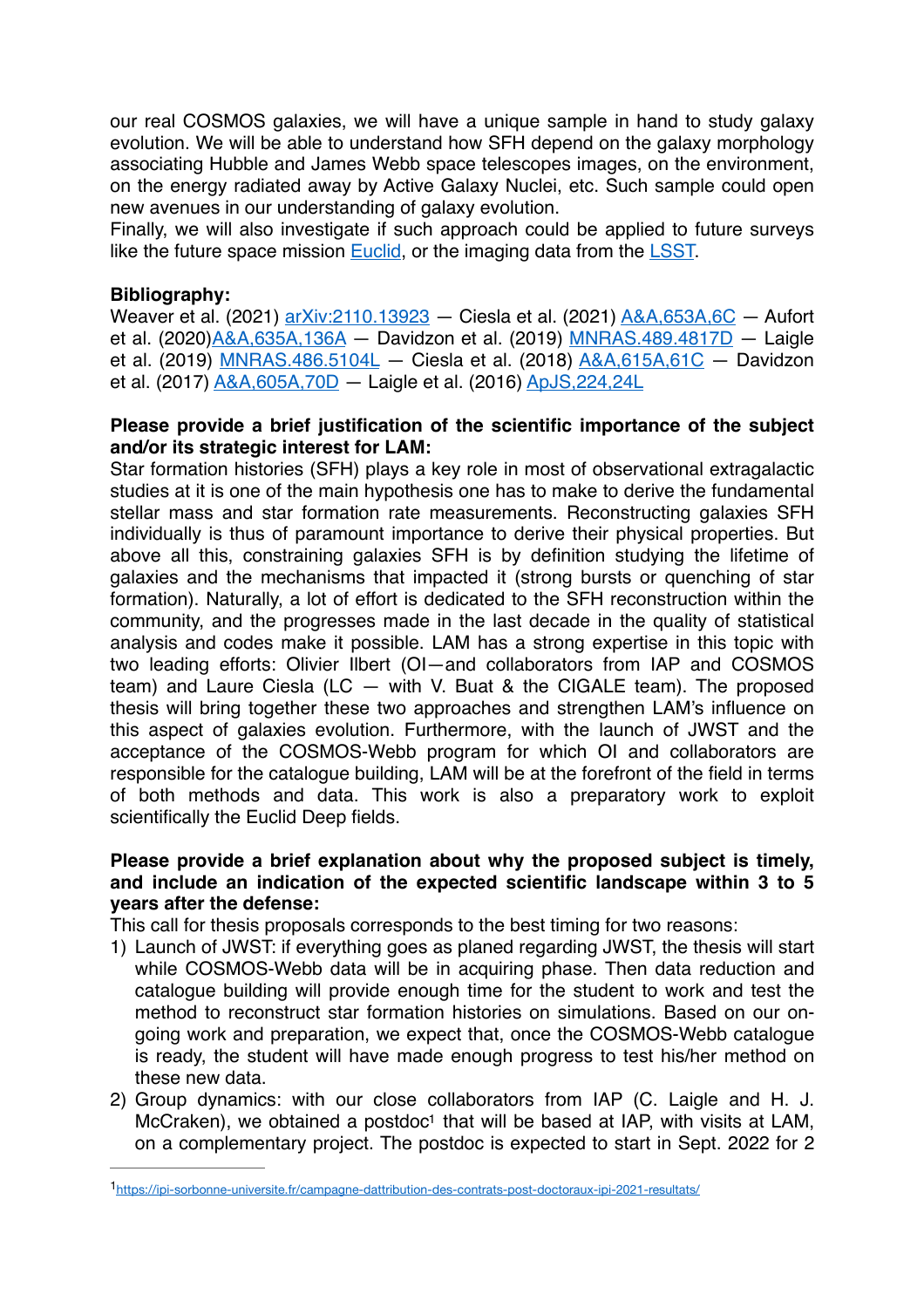our real COSMOS galaxies, we will have a unique sample in hand to study galaxy evolution. We will be able to understand how SFH depend on the galaxy morphology associating Hubble and James Webb space telescopes images, on the environment, on the energy radiated away by Active Galaxy Nuclei, etc. Such sample could open new avenues in our understanding of galaxy evolution.

Finally, we will also investigate if such approach could be applied to future surveys like the future space mission [Euclid](), or the imaging data from the [LSST]().

**Bibliography:**

Weaver et al. (2021) arXiv:2110.13923 — Ciesla et al. (2021) A&A,653A,6C — Aufort et al. (2020)A&A,635A,136A — Davidzon et al. (2019) MNRAS.489.4817D — Laigle et al. (2019) MNRAS.486.5104L — Ciesla et al. (2018) A&A,615A,61C — Davidzon et al. (2017) A&A,605A,70D — Laigle et al. (2016) ApJS,224,24L

**Please provide a brief justification of the scientific importance of the subject and/or its strategic interest for LAM:**

Star formation histories (SFH) plays a key role in most of observational extragalactic studies at it is one of the main hypothesis one has to make to derive the fundamental stellar mass and star formation rate measurements. Reconstructing galaxies SFH individually is thus of paramount importance to derive their physical properties. But above all this, constraining galaxies SFH is by definition studying the lifetime of galaxies and the mechanisms that impacted it (strong bursts or quenching of star formation). Naturally, a lot of effort is dedicated to the SFH reconstruction within the community, and the progresses made in the last decade in the quality of statistical analysis and codes make it possible. LAM has a strong expertise in this topic with two leading efforts: Olivier Ilbert (OI—and collaborators from IAP and COSMOS team) and Laure Ciesla (LC — with V. Buat & the CIGALE team). The proposed thesis will bring together these two approaches and strengthen LAM's influence on this aspect of galaxies evolution. Furthermore, with the launch of JWST and the acceptance of the COSMOS-Webb program for which OI and collaborators are responsible for the catalogue building, LAM will be at the forefront of the field in terms of both methods and data. This work is also a preparatory work to exploit scientifically the Euclid Deep fields.

**Please provide a brief explanation about why the proposed subject is timely, and include an indication of the expected scientific landscape within 3 to 5 years after the defense:**

This call for thesis proposals corresponds to the best timing for two reasons:

1) Launch of JWST: if everything goes as planed regarding JWST, the thesis will start while COSMOS-Webb data will be in acquiring phase. Then data reduction and catalogue building will provide enough time for the student to work and test the method to reconstruct star formation histories on simulations. Based on our on-going work and preparation, we expect that, once the COSMOS-Webb catalogue is ready, the student will have made enough progress to test his/her method on these new data.
2) Group dynamics: with our close collaborators from IAP (C. Laigle and H. J. McCraken), we obtained a postdoc[1] that will be based at IAP, with visits at LAM, on a complementary project. The postdoc is expected to start in Sept. 2022 for 2

[1] https://ipi-sorbonne-universite.fr/campagne-dattribution-des-contrats-post-doctoraux-ipi-2021-resultats/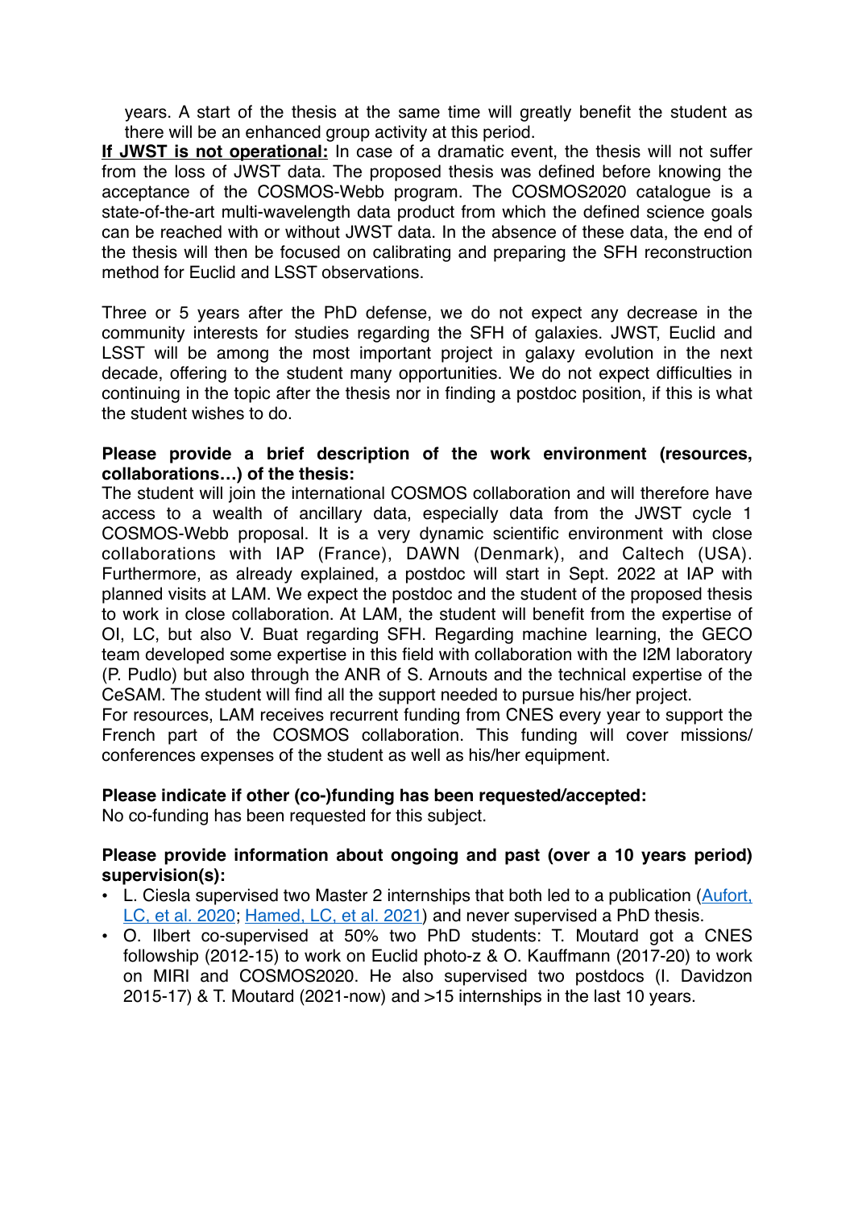years. A start of the thesis at the same time will greatly benefit the student as there will be an enhanced group activity at this period.

**<u>If JWST is not operational:</u>** In case of a dramatic event, the thesis will not suffer from the loss of JWST data. The proposed thesis was defined before knowing the acceptance of the COSMOS-Webb program. The COSMOS2020 catalogue is a state-of-the-art multi-wavelength data product from which the defined science goals can be reached with or without JWST data. In the absence of these data, the end of the thesis will then be focused on calibrating and preparing the SFH reconstruction method for Euclid and LSST observations.

Three or 5 years after the PhD defense, we do not expect any decrease in the community interests for studies regarding the SFH of galaxies. JWST, Euclid and LSST will be among the most important project in galaxy evolution in the next decade, offering to the student many opportunities. We do not expect difficulties in continuing in the topic after the thesis nor in finding a postdoc position, if this is what the student wishes to do.

**Please provide a brief description of the work environment (resources, collaborations…) of the thesis:**

The student will join the international COSMOS collaboration and will therefore have access to a wealth of ancillary data, especially data from the JWST cycle 1 COSMOS-Webb proposal. It is a very dynamic scientific environment with close collaborations with IAP (France), DAWN (Denmark), and Caltech (USA). Furthermore, as already explained, a postdoc will start in Sept. 2022 at IAP with planned visits at LAM. We expect the postdoc and the student of the proposed thesis to work in close collaboration. At LAM, the student will benefit from the expertise of OI, LC, but also V. Buat regarding SFH. Regarding machine learning, the GECO team developed some expertise in this field with collaboration with the I2M laboratory (P. Pudlo) but also through the ANR of S. Arnouts and the technical expertise of the CeSAM. The student will find all the support needed to pursue his/her project.

For resources, LAM receives recurrent funding from CNES every year to support the French part of the COSMOS collaboration. This funding will cover missions/conferences expenses of the student as well as his/her equipment.

**Please indicate if other (co-)funding has been requested/accepted:**

No co-funding has been requested for this subject.

**Please provide information about ongoing and past (over a 10 years period) supervision(s):**

- L. Ciesla supervised two Master 2 internships that both led to a publication (Aufort, LC, et al. 2020; Hamed, LC, et al. 2021) and never supervised a PhD thesis.
- O. Ilbert co-supervised at 50% two PhD students: T. Moutard got a CNES followship (2012-15) to work on Euclid photo-z & O. Kauffmann (2017-20) to work on MIRI and COSMOS2020. He also supervised two postdocs (I. Davidzon 2015-17) & T. Moutard (2021-now) and >15 internships in the last 10 years.